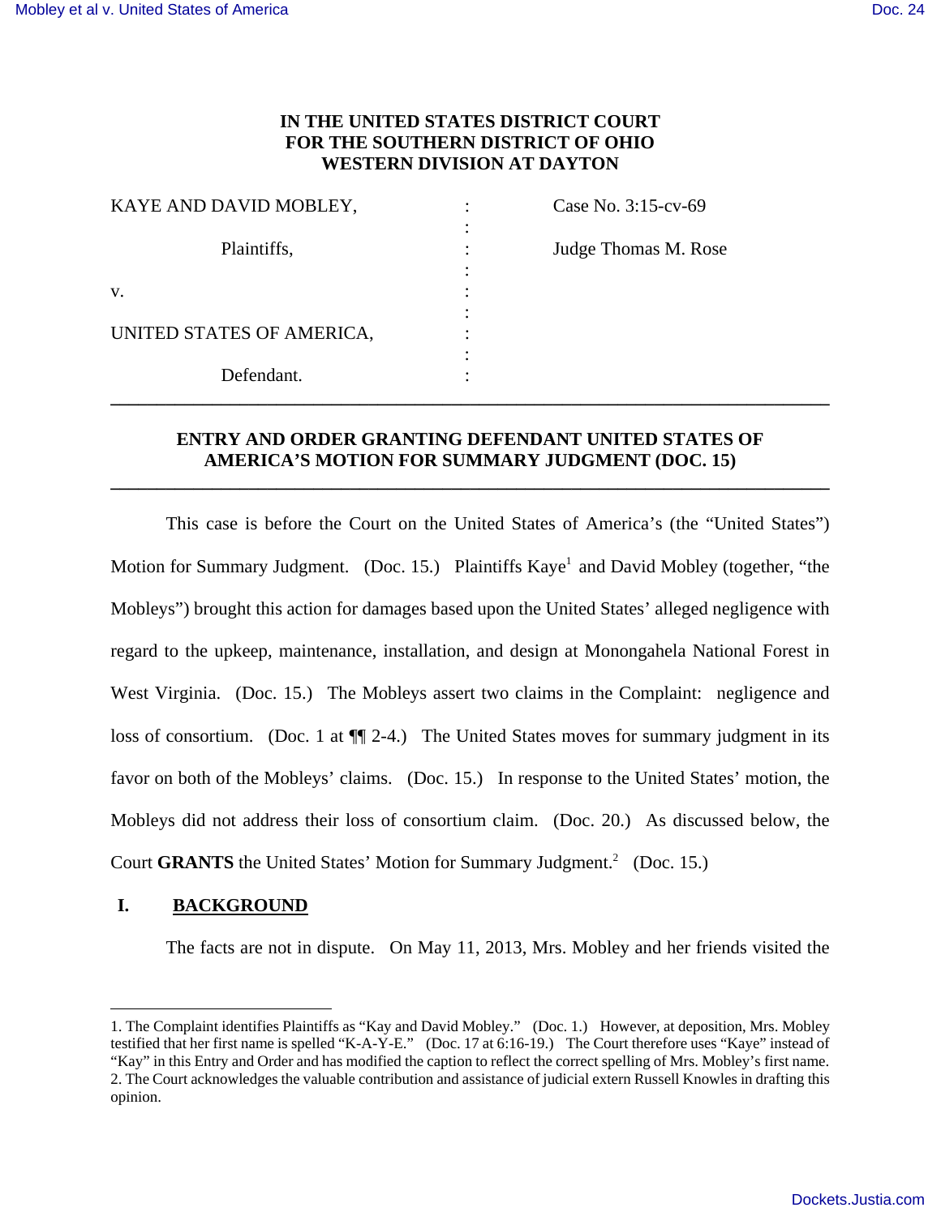**IN THE UNITED STATES DISTRICT COURT**
**FOR THE SOUTHERN DISTRICT OF OHIO**
**WESTERN DIVISION AT DAYTON**

| | | |
|---|---|---|
| KAYE AND DAVID MOBLEY, | : | Case No. 3:15-cv-69 |
| Plaintiffs, | : | Judge Thomas M. Rose |
| v. | : | |
| UNITED STATES OF AMERICA, | : | |
| Defendant. | : | |

---

**ENTRY AND ORDER GRANTING DEFENDANT UNITED STATES OF AMERICA'S MOTION FOR SUMMARY JUDGMENT (DOC. 15)**

---

This case is before the Court on the United States of America's (the "United States") Motion for Summary Judgment. (Doc. 15.) Plaintiffs Kaye[1] and David Mobley (together, "the Mobleys") brought this action for damages based upon the United States' alleged negligence with regard to the upkeep, maintenance, installation, and design at Monongahela National Forest in West Virginia. (Doc. 15.) The Mobleys assert two claims in the Complaint: negligence and loss of consortium. (Doc. 1 at ¶¶ 2-4.) The United States moves for summary judgment in its favor on both of the Mobleys' claims. (Doc. 15.) In response to the United States' motion, the Mobleys did not address their loss of consortium claim. (Doc. 20.) As discussed below, the Court **GRANTS** the United States' Motion for Summary Judgment.[2] (Doc. 15.)

## I. BACKGROUND

The facts are not in dispute. On May 11, 2013, Mrs. Mobley and her friends visited the

---

1. The Complaint identifies Plaintiffs as "Kay and David Mobley." (Doc. 1.) However, at deposition, Mrs. Mobley testified that her first name is spelled "K-A-Y-E." (Doc. 17 at 6:16-19.) The Court therefore uses "Kaye" instead of "Kay" in this Entry and Order and has modified the caption to reflect the correct spelling of Mrs. Mobley's first name.

2. The Court acknowledges the valuable contribution and assistance of judicial extern Russell Knowles in drafting this opinion.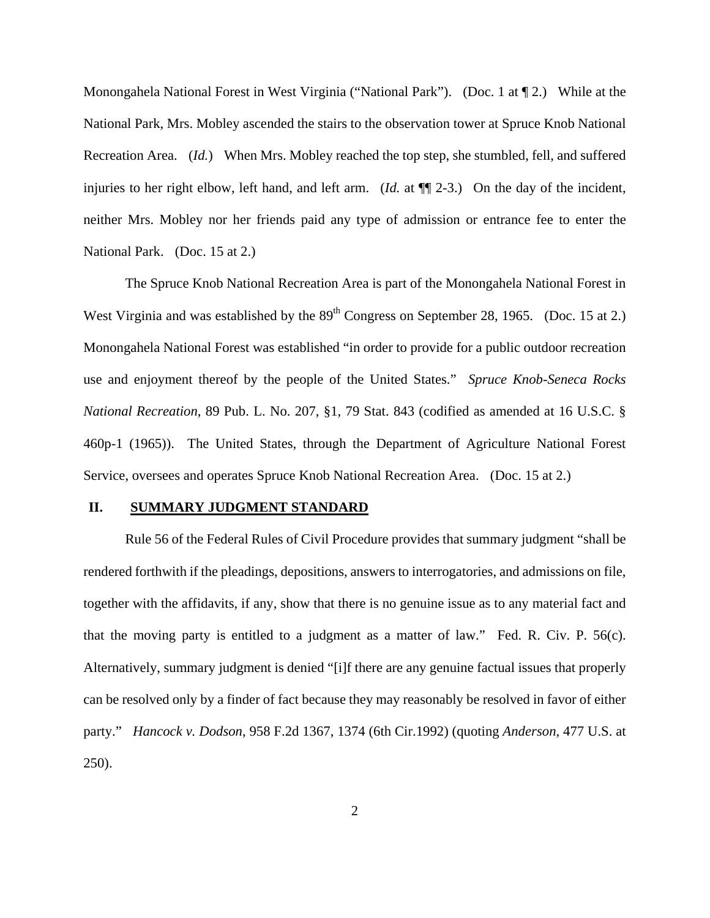Monongahela National Forest in West Virginia ("National Park"). (Doc. 1 at ¶ 2.) While at the National Park, Mrs. Mobley ascended the stairs to the observation tower at Spruce Knob National Recreation Area. (*Id.*) When Mrs. Mobley reached the top step, she stumbled, fell, and suffered injuries to her right elbow, left hand, and left arm. (*Id.* at ¶¶ 2-3.) On the day of the incident, neither Mrs. Mobley nor her friends paid any type of admission or entrance fee to enter the National Park. (Doc. 15 at 2.)

The Spruce Knob National Recreation Area is part of the Monongahela National Forest in West Virginia and was established by the 89th Congress on September 28, 1965. (Doc. 15 at 2.) Monongahela National Forest was established "in order to provide for a public outdoor recreation use and enjoyment thereof by the people of the United States." *Spruce Knob-Seneca Rocks National Recreation*, 89 Pub. L. No. 207, §1, 79 Stat. 843 (codified as amended at 16 U.S.C. § 460p-1 (1965)). The United States, through the Department of Agriculture National Forest Service, oversees and operates Spruce Knob National Recreation Area. (Doc. 15 at 2.)

## II. SUMMARY JUDGMENT STANDARD

Rule 56 of the Federal Rules of Civil Procedure provides that summary judgment "shall be rendered forthwith if the pleadings, depositions, answers to interrogatories, and admissions on file, together with the affidavits, if any, show that there is no genuine issue as to any material fact and that the moving party is entitled to a judgment as a matter of law." Fed. R. Civ. P. 56(c). Alternatively, summary judgment is denied "[i]f there are any genuine factual issues that properly can be resolved only by a finder of fact because they may reasonably be resolved in favor of either party." *Hancock v. Dodson*, 958 F.2d 1367, 1374 (6th Cir.1992) (quoting *Anderson*, 477 U.S. at 250).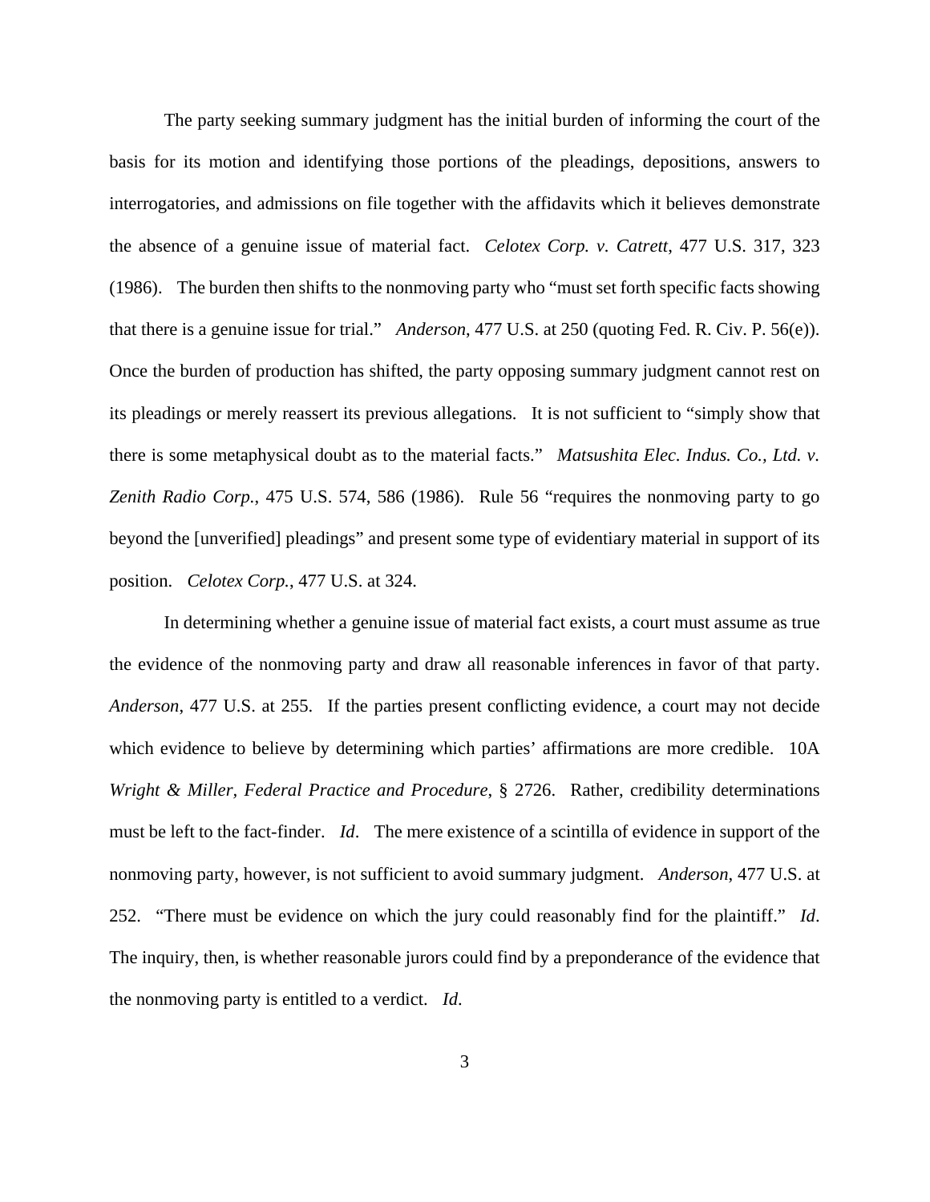The party seeking summary judgment has the initial burden of informing the court of the basis for its motion and identifying those portions of the pleadings, depositions, answers to interrogatories, and admissions on file together with the affidavits which it believes demonstrate the absence of a genuine issue of material fact. *Celotex Corp. v. Catrett*, 477 U.S. 317, 323 (1986). The burden then shifts to the nonmoving party who "must set forth specific facts showing that there is a genuine issue for trial." *Anderson*, 477 U.S. at 250 (quoting Fed. R. Civ. P. 56(e)). Once the burden of production has shifted, the party opposing summary judgment cannot rest on its pleadings or merely reassert its previous allegations. It is not sufficient to "simply show that there is some metaphysical doubt as to the material facts." *Matsushita Elec. Indus. Co., Ltd. v. Zenith Radio Corp.*, 475 U.S. 574, 586 (1986). Rule 56 "requires the nonmoving party to go beyond the [unverified] pleadings" and present some type of evidentiary material in support of its position. *Celotex Corp.*, 477 U.S. at 324.

In determining whether a genuine issue of material fact exists, a court must assume as true the evidence of the nonmoving party and draw all reasonable inferences in favor of that party. *Anderson*, 477 U.S. at 255. If the parties present conflicting evidence, a court may not decide which evidence to believe by determining which parties' affirmations are more credible. 10A *Wright & Miller, Federal Practice and Procedure*, § 2726. Rather, credibility determinations must be left to the fact-finder. *Id*. The mere existence of a scintilla of evidence in support of the nonmoving party, however, is not sufficient to avoid summary judgment. *Anderson*, 477 U.S. at 252. "There must be evidence on which the jury could reasonably find for the plaintiff." *Id*. The inquiry, then, is whether reasonable jurors could find by a preponderance of the evidence that the nonmoving party is entitled to a verdict. *Id*.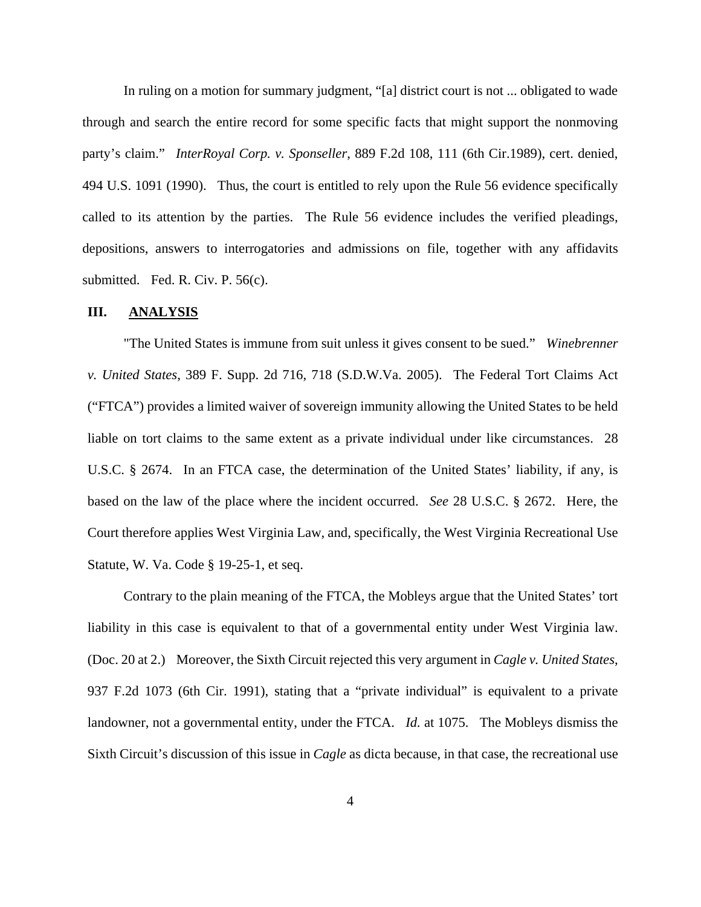In ruling on a motion for summary judgment, "[a] district court is not ... obligated to wade through and search the entire record for some specific facts that might support the nonmoving party's claim." *InterRoyal Corp. v. Sponseller*, 889 F.2d 108, 111 (6th Cir.1989), cert. denied, 494 U.S. 1091 (1990). Thus, the court is entitled to rely upon the Rule 56 evidence specifically called to its attention by the parties. The Rule 56 evidence includes the verified pleadings, depositions, answers to interrogatories and admissions on file, together with any affidavits submitted. Fed. R. Civ. P. 56(c).

## III. **ANALYSIS**

"The United States is immune from suit unless it gives consent to be sued." *Winebrenner v. United States*, 389 F. Supp. 2d 716, 718 (S.D.W.Va. 2005). The Federal Tort Claims Act ("FTCA") provides a limited waiver of sovereign immunity allowing the United States to be held liable on tort claims to the same extent as a private individual under like circumstances. 28 U.S.C. § 2674. In an FTCA case, the determination of the United States' liability, if any, is based on the law of the place where the incident occurred. *See* 28 U.S.C. § 2672. Here, the Court therefore applies West Virginia Law, and, specifically, the West Virginia Recreational Use Statute, W. Va. Code § 19-25-1, et seq.

Contrary to the plain meaning of the FTCA, the Mobleys argue that the United States' tort liability in this case is equivalent to that of a governmental entity under West Virginia law. (Doc. 20 at 2.) Moreover, the Sixth Circuit rejected this very argument in *Cagle v. United States*, 937 F.2d 1073 (6th Cir. 1991), stating that a "private individual" is equivalent to a private landowner, not a governmental entity, under the FTCA. *Id.* at 1075. The Mobleys dismiss the Sixth Circuit's discussion of this issue in *Cagle* as dicta because, in that case, the recreational use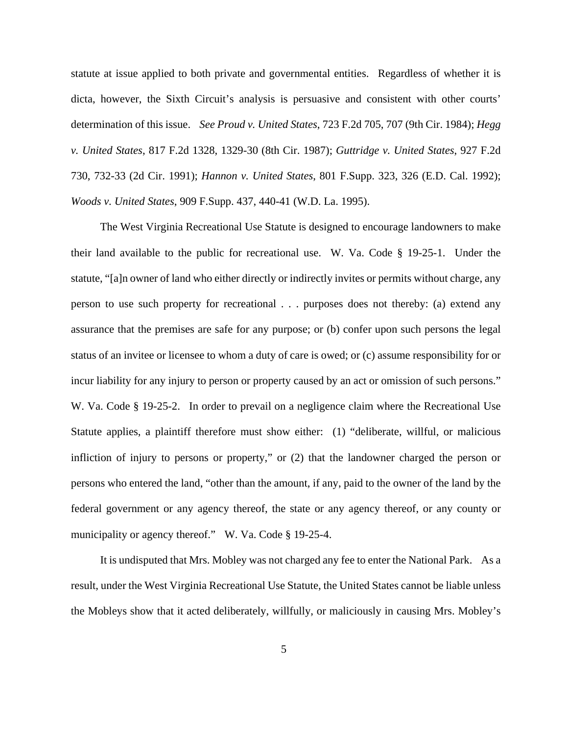statute at issue applied to both private and governmental entities. Regardless of whether it is dicta, however, the Sixth Circuit's analysis is persuasive and consistent with other courts' determination of this issue. *See Proud v. United States*, 723 F.2d 705, 707 (9th Cir. 1984); *Hegg v. United States*, 817 F.2d 1328, 1329-30 (8th Cir. 1987); *Guttridge v. United States*, 927 F.2d 730, 732-33 (2d Cir. 1991); *Hannon v. United States*, 801 F.Supp. 323, 326 (E.D. Cal. 1992); *Woods v. United States*, 909 F.Supp. 437, 440-41 (W.D. La. 1995).

The West Virginia Recreational Use Statute is designed to encourage landowners to make their land available to the public for recreational use. W. Va. Code § 19-25-1. Under the statute, "[a]n owner of land who either directly or indirectly invites or permits without charge, any person to use such property for recreational . . . purposes does not thereby: (a) extend any assurance that the premises are safe for any purpose; or (b) confer upon such persons the legal status of an invitee or licensee to whom a duty of care is owed; or (c) assume responsibility for or incur liability for any injury to person or property caused by an act or omission of such persons." W. Va. Code § 19-25-2. In order to prevail on a negligence claim where the Recreational Use Statute applies, a plaintiff therefore must show either: (1) "deliberate, willful, or malicious infliction of injury to persons or property," or (2) that the landowner charged the person or persons who entered the land, "other than the amount, if any, paid to the owner of the land by the federal government or any agency thereof, the state or any agency thereof, or any county or municipality or agency thereof." W. Va. Code § 19-25-4.

It is undisputed that Mrs. Mobley was not charged any fee to enter the National Park. As a result, under the West Virginia Recreational Use Statute, the United States cannot be liable unless the Mobleys show that it acted deliberately, willfully, or maliciously in causing Mrs. Mobley's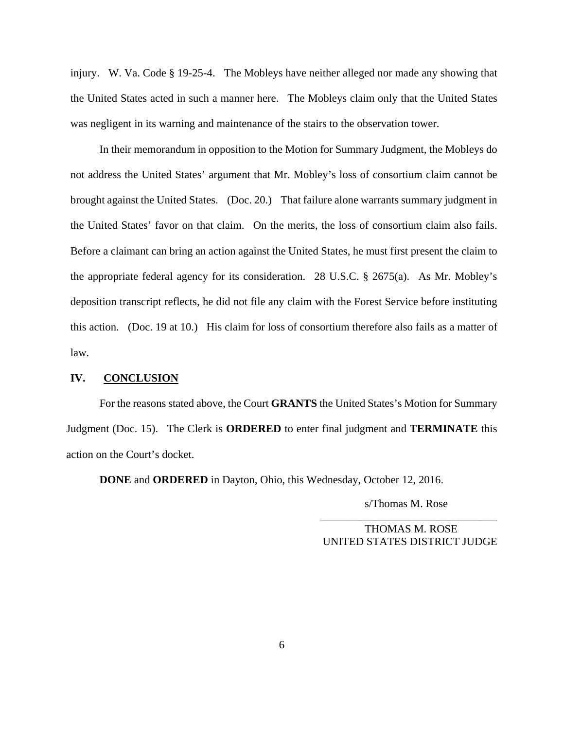injury. W. Va. Code § 19-25-4. The Mobleys have neither alleged nor made any showing that the United States acted in such a manner here. The Mobleys claim only that the United States was negligent in its warning and maintenance of the stairs to the observation tower.

In their memorandum in opposition to the Motion for Summary Judgment, the Mobleys do not address the United States' argument that Mr. Mobley's loss of consortium claim cannot be brought against the United States. (Doc. 20.) That failure alone warrants summary judgment in the United States' favor on that claim. On the merits, the loss of consortium claim also fails. Before a claimant can bring an action against the United States, he must first present the claim to the appropriate federal agency for its consideration. 28 U.S.C. § 2675(a). As Mr. Mobley's deposition transcript reflects, he did not file any claim with the Forest Service before instituting this action. (Doc. 19 at 10.) His claim for loss of consortium therefore also fails as a matter of law.

## IV. CONCLUSION

For the reasons stated above, the Court **GRANTS** the United States's Motion for Summary Judgment (Doc. 15). The Clerk is **ORDERED** to enter final judgment and **TERMINATE** this action on the Court's docket.

**DONE** and **ORDERED** in Dayton, Ohio, this Wednesday, October 12, 2016.

s/Thomas M. Rose

THOMAS M. ROSE
UNITED STATES DISTRICT JUDGE